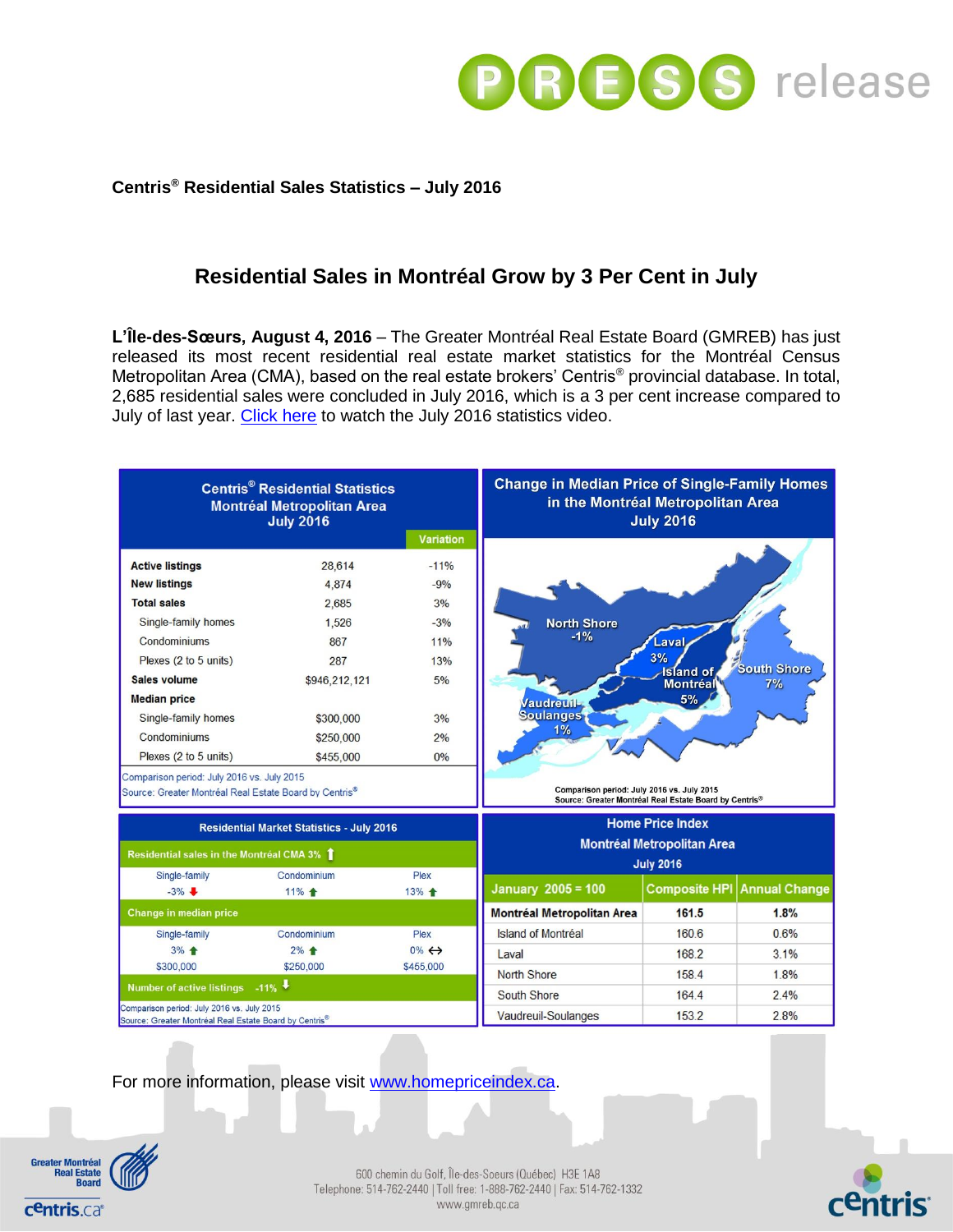Centris® Residential Sales Statistics – July 2016

# Residential Sales in Montréal Grow by 3 Per Cent in July

**L'Île-des-Sœurs, August 4, 2016** – The Greater Montréal Real Estate Board (GMREB) has just released its most recent residential real estate market statistics for the Montréal Census Metropolitan Area (CMA), based on the real estate brokers' Centris® provincial database. In total, 2,685 residential sales were concluded in July 2016, which is a 3 per cent increase compared to July of last year. Click here to watch the July 2016 statistics video.

**Centris® Residential Statistics Montréal Metropolitan Area July 2016**

| | | Variation |
|---|---|---|
| **Active listings** | 28,614 | -11% |
| **New listings** | 4,874 | -9% |
| **Total sales** | 2,685 | 3% |
| Single-family homes | 1,526 | -3% |
| Condominiums | 867 | 11% |
| Plexes (2 to 5 units) | 287 | 13% |
| **Sales volume** | $946,212,121 | 5% |
| **Median price** | | |
| Single-family homes | $300,000 | 3% |
| Condominiums | $250,000 | 2% |
| Plexes (2 to 5 units) | $455,000 | 0% |

Comparison period: July 2016 vs. July 2015
Source: Greater Montréal Real Estate Board by Centris®

**Change in Median Price of Single-Family Homes in the Montréal Metropolitan Area July 2016**

| Region | Change |
|---|---|
| North Shore | -1% |
| Laval | 3% |
| Island of Montréal | 5% |
| South Shore | 7% |
| Vaudreuil-Soulanges | 1% |

Comparison period: July 2016 vs. July 2015
Source: Greater Montréal Real Estate Board by Centris®

**Residential Market Statistics - July 2016**

Residential sales in the Montréal CMA 3% ↑

| Single-family | Condominium | Plex |
|---|---|---|
| -3% ↓ | 11% ↑ | 13% ↑ |

Change in median price

| Single-family | Condominium | Plex |
|---|---|---|
| 3% ↑ | 2% ↑ | 0% ↔ |
| $300,000 | $250,000 | $455,000 |

Number of active listings -11% ↓

Comparison period: July 2016 vs. July 2015
Source: Greater Montréal Real Estate Board by Centris®

**Home Price Index Montréal Metropolitan Area July 2016**

| January 2005 = 100 | Composite HPI | Annual Change |
|---|---|---|
| **Montréal Metropolitan Area** | **161.5** | **1.8%** |
| Island of Montréal | 160.6 | 0.6% |
| Laval | 168.2 | 3.1% |
| North Shore | 158.4 | 1.8% |
| South Shore | 164.4 | 2.4% |
| Vaudreuil-Soulanges | 153.2 | 2.8% |

For more information, please visit www.homepriceindex.ca.

600 chemin du Golf, Île-des-Soeurs (Québec) H3E 1A8
Telephone: 514-762-2440 | Toll free: 1-888-762-2440 | Fax: 514-762-1332
www.gmreb.qc.ca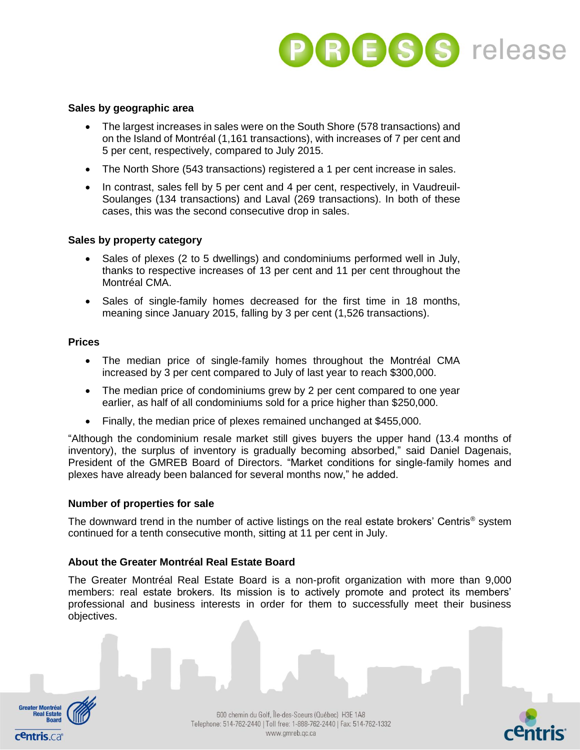### Sales by geographic area

- The largest increases in sales were on the South Shore (578 transactions) and on the Island of Montréal (1,161 transactions), with increases of 7 per cent and 5 per cent, respectively, compared to July 2015.
- The North Shore (543 transactions) registered a 1 per cent increase in sales.
- In contrast, sales fell by 5 per cent and 4 per cent, respectively, in Vaudreuil-Soulanges (134 transactions) and Laval (269 transactions). In both of these cases, this was the second consecutive drop in sales.

### Sales by property category

- Sales of plexes (2 to 5 dwellings) and condominiums performed well in July, thanks to respective increases of 13 per cent and 11 per cent throughout the Montréal CMA.
- Sales of single-family homes decreased for the first time in 18 months, meaning since January 2015, falling by 3 per cent (1,526 transactions).

### Prices

- The median price of single-family homes throughout the Montréal CMA increased by 3 per cent compared to July of last year to reach $300,000.
- The median price of condominiums grew by 2 per cent compared to one year earlier, as half of all condominiums sold for a price higher than $250,000.
- Finally, the median price of plexes remained unchanged at $455,000.

"Although the condominium resale market still gives buyers the upper hand (13.4 months of inventory), the surplus of inventory is gradually becoming absorbed," said Daniel Dagenais, President of the GMREB Board of Directors. "Market conditions for single-family homes and plexes have already been balanced for several months now," he added.

### Number of properties for sale

The downward trend in the number of active listings on the real estate brokers' Centris® system continued for a tenth consecutive month, sitting at 11 per cent in July.

### About the Greater Montréal Real Estate Board

The Greater Montréal Real Estate Board is a non-profit organization with more than 9,000 members: real estate brokers. Its mission is to actively promote and protect its members' professional and business interests in order for them to successfully meet their business objectives.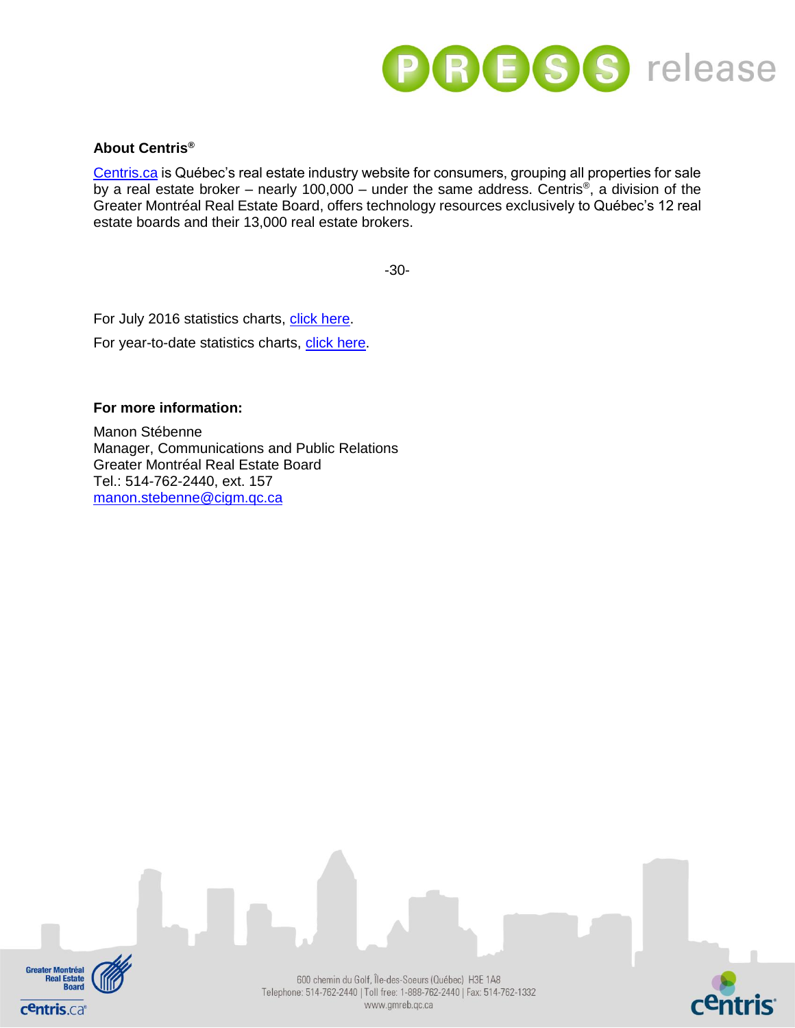**About Centris®**

Centris.ca is Québec's real estate industry website for consumers, grouping all properties for sale by a real estate broker – nearly 100,000 – under the same address. Centris®, a division of the Greater Montréal Real Estate Board, offers technology resources exclusively to Québec's 12 real estate boards and their 13,000 real estate brokers.

-30-

For July 2016 statistics charts, click here.

For year-to-date statistics charts, click here.

**For more information:**

Manon Stébenne
Manager, Communications and Public Relations
Greater Montréal Real Estate Board
Tel.: 514-762-2440, ext. 157
manon.stebenne@cigm.qc.ca